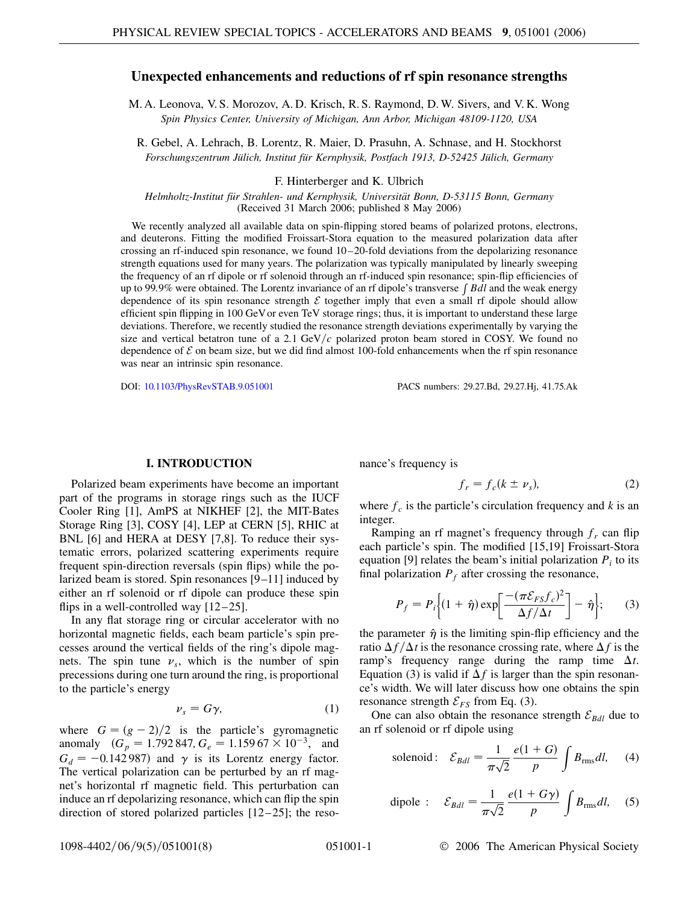# Unexpected enhancements and reductions of rf spin resonance strengths

M. A. Leonova, V. S. Morozov, A. D. Krisch, R. S. Raymond, D. W. Sivers, and V. K. Wong
*Spin Physics Center, University of Michigan, Ann Arbor, Michigan 48109-1120, USA*

R. Gebel, A. Lehrach, B. Lorentz, R. Maier, D. Prasuhn, A. Schnase, and H. Stockhorst
*Forschungszentrum Jülich, Institut für Kernphysik, Postfach 1913, D-52425 Jülich, Germany*

F. Hinterberger and K. Ulbrich
*Helmholtz-Institut für Strahlen- und Kernphysik, Universität Bonn, D-53115 Bonn, Germany*
(Received 31 March 2006; published 8 May 2006)

We recently analyzed all available data on spin-flipping stored beams of polarized protons, electrons, and deuterons. Fitting the modified Froissart-Stora equation to the measured polarization data after crossing an rf-induced spin resonance, we found 10–20-fold deviations from the depolarizing resonance strength equations used for many years. The polarization was typically manipulated by linearly sweeping the frequency of an rf dipole or rf solenoid through an rf-induced spin resonance; spin-flip efficiencies of up to 99.9% were obtained. The Lorentz invariance of an rf dipole's transverse $\int Bdl$ and the weak energy dependence of its spin resonance strength $\mathcal{E}$ together imply that even a small rf dipole should allow efficient spin flipping in 100 GeV or even TeV storage rings; thus, it is important to understand these large deviations. Therefore, we recently studied the resonance strength deviations experimentally by varying the size and vertical betatron tune of a 2.1 GeV/$c$ polarized proton beam stored in COSY. We found no dependence of $\mathcal{E}$ on beam size, but we did find almost 100-fold enhancements when the rf spin resonance was near an intrinsic spin resonance.

DOI: 10.1103/PhysRevSTAB.9.051001 PACS numbers: 29.27.Bd, 29.27.Hj, 41.75.Ak

## I. INTRODUCTION

Polarized beam experiments have become an important part of the programs in storage rings such as the IUCF Cooler Ring [1], AmPS at NIKHEF [2], the MIT-Bates Storage Ring [3], COSY [4], LEP at CERN [5], RHIC at BNL [6] and HERA at DESY [7,8]. To reduce their systematic errors, polarized scattering experiments require frequent spin-direction reversals (spin flips) while the polarized beam is stored. Spin resonances [9–11] induced by either an rf solenoid or rf dipole can produce these spin flips in a well-controlled way [12–25].

In any flat storage ring or circular accelerator with no horizontal magnetic fields, each beam particle's spin precesses around the vertical fields of the ring's dipole magnets. The spin tune $\nu_s$, which is the number of spin precessions during one turn around the ring, is proportional to the particle's energy

$$\nu_s = G\gamma, \tag{1}$$

where $G = (g-2)/2$ is the particle's gyromagnetic anomaly ($G_p = 1.792\,847$, $G_e = 1.159\,67 \times 10^{-3}$, and $G_d = -0.142\,987$) and $\gamma$ is its Lorentz energy factor. The vertical polarization can be perturbed by an rf magnet's horizontal rf magnetic field. This perturbation can induce an rf depolarizing resonance, which can flip the spin direction of stored polarized particles [12–25]; the resonance's frequency is

$$f_r = f_c(k \pm \nu_s), \tag{2}$$

where $f_c$ is the particle's circulation frequency and $k$ is an integer.

Ramping an rf magnet's frequency through $f_r$ can flip each particle's spin. The modified [15,19] Froissart-Stora equation [9] relates the beam's initial polarization $P_i$ to its final polarization $P_f$ after crossing the resonance,

$$P_f = P_i\left\{(1+\hat{\eta})\exp\left[\frac{-(\pi\mathcal{E}_{FS}f_c)^2}{\Delta f/\Delta t}\right] - \hat{\eta}\right\}; \tag{3}$$

the parameter $\hat{\eta}$ is the limiting spin-flip efficiency and the ratio $\Delta f/\Delta t$ is the resonance crossing rate, where $\Delta f$ is the ramp's frequency range during the ramp time $\Delta t$. Equation (3) is valid if $\Delta f$ is larger than the spin resonance's width. We will later discuss how one obtains the spin resonance strength $\mathcal{E}_{FS}$ from Eq. (3).

One can also obtain the resonance strength $\mathcal{E}_{Bdl}$ due to an rf solenoid or rf dipole using

$$\text{solenoid:}\quad \mathcal{E}_{Bdl} = \frac{1}{\pi\sqrt{2}}\frac{e(1+G)}{p}\int B_{\mathrm{rms}}dl, \tag{4}$$

$$\text{dipole:}\quad \mathcal{E}_{Bdl} = \frac{1}{\pi\sqrt{2}}\frac{e(1+G\gamma)}{p}\int B_{\mathrm{rms}}dl, \tag{5}$$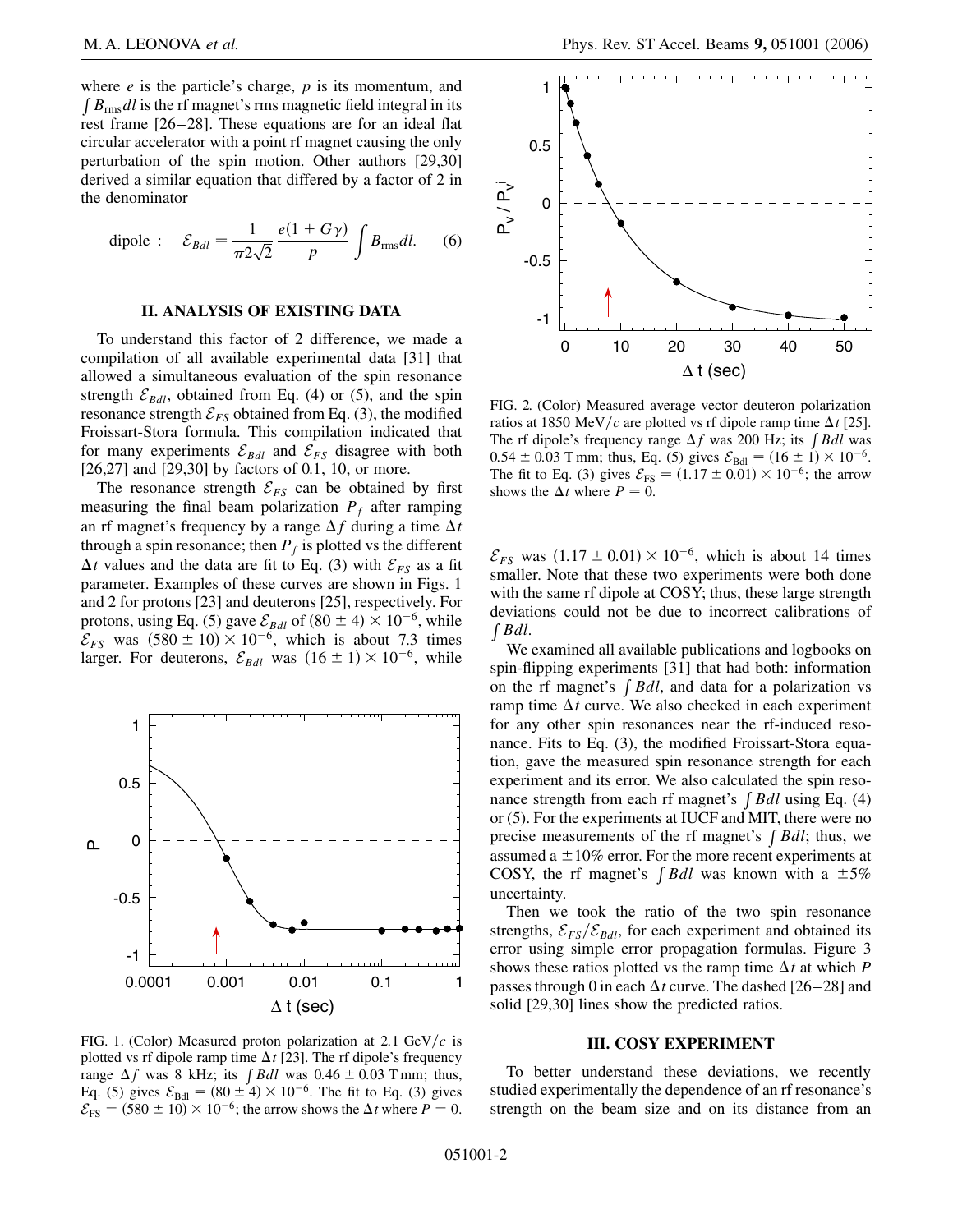where $e$ is the particle's charge, $p$ is its momentum, and $\int B_{\rm rms} dl$ is the rf magnet's rms magnetic field integral in its rest frame [26–28]. These equations are for an ideal flat circular accelerator with a point rf magnet causing the only perturbation of the spin motion. Other authors [29,30] derived a similar equation that differed by a factor of 2 in the denominator

$$\text{dipole}: \quad \mathcal{E}_{Bdl} = \frac{1}{\pi 2\sqrt{2}} \frac{e(1+G\gamma)}{p} \int B_{\rm rms} dl. \qquad (6)$$

## II. ANALYSIS OF EXISTING DATA

To understand this factor of 2 difference, we made a compilation of all available experimental data [31] that allowed a simultaneous evaluation of the spin resonance strength $\mathcal{E}_{Bdl}$, obtained from Eq. (4) or (5), and the spin resonance strength $\mathcal{E}_{FS}$ obtained from Eq. (3), the modified Froissart-Stora formula. This compilation indicated that for many experiments $\mathcal{E}_{Bdl}$ and $\mathcal{E}_{FS}$ disagree with both [26,27] and [29,30] by factors of 0.1, 10, or more.

The resonance strength $\mathcal{E}_{FS}$ can be obtained by first measuring the final beam polarization $P_f$ after ramping an rf magnet's frequency by a range $\Delta f$ during a time $\Delta t$ through a spin resonance; then $P_f$ is plotted vs the different $\Delta t$ values and the data are fit to Eq. (3) with $\mathcal{E}_{FS}$ as a fit parameter. Examples of these curves are shown in Figs. 1 and 2 for protons [23] and deuterons [25], respectively. For protons, using Eq. (5) gave $\mathcal{E}_{Bdl}$ of $(80 \pm 4) \times 10^{-6}$, while $\mathcal{E}_{FS}$ was $(580 \pm 10) \times 10^{-6}$, which is about 7.3 times larger. For deuterons, $\mathcal{E}_{Bdl}$ was $(16 \pm 1) \times 10^{-6}$, while $\mathcal{E}_{FS}$ was $(1.17 \pm 0.01) \times 10^{-6}$, which is about 14 times smaller. Note that these two experiments were both done with the same rf dipole at COSY; thus, these large strength deviations could not be due to incorrect calibrations of $\int Bdl$.

FIG. 1. (Color) Measured proton polarization at 2.1 GeV/$c$ is plotted vs rf dipole ramp time $\Delta t$ [23]. The rf dipole's frequency range $\Delta f$ was 8 kHz; its $\int Bdl$ was $0.46 \pm 0.03$ T mm; thus, Eq. (5) gives $\mathcal{E}_{\rm Bdl} = (80 \pm 4) \times 10^{-6}$. The fit to Eq. (3) gives $\mathcal{E}_{\rm FS} = (580 \pm 10) \times 10^{-6}$; the arrow shows the $\Delta t$ where $P = 0$.

FIG. 2. (Color) Measured average vector deuteron polarization ratios at 1850 MeV/$c$ are plotted vs rf dipole ramp time $\Delta t$ [25]. The rf dipole's frequency range $\Delta f$ was 200 Hz; its $\int Bdl$ was $0.54 \pm 0.03$ T mm; thus, Eq. (5) gives $\mathcal{E}_{\rm Bdl} = (16 \pm 1) \times 10^{-6}$. The fit to Eq. (3) gives $\mathcal{E}_{\rm FS} = (1.17 \pm 0.01) \times 10^{-6}$; the arrow shows the $\Delta t$ where $P = 0$.

We examined all available publications and logbooks on spin-flipping experiments [31] that had both: information on the rf magnet's $\int Bdl$, and data for a polarization vs ramp time $\Delta t$ curve. We also checked in each experiment for any other spin resonances near the rf-induced resonance. Fits to Eq. (3), the modified Froissart-Stora equation, gave the measured spin resonance strength for each experiment and its error. We also calculated the spin resonance strength from each rf magnet's $\int Bdl$ using Eq. (4) or (5). For the experiments at IUCF and MIT, there were no precise measurements of the rf magnet's $\int Bdl$; thus, we assumed a $\pm 10\%$ error. For the more recent experiments at COSY, the rf magnet's $\int Bdl$ was known with a $\pm 5\%$ uncertainty.

Then we took the ratio of the two spin resonance strengths, $\mathcal{E}_{FS}/\mathcal{E}_{Bdl}$, for each experiment and obtained its error using simple error propagation formulas. Figure 3 shows these ratios plotted vs the ramp time $\Delta t$ at which $P$ passes through 0 in each $\Delta t$ curve. The dashed [26–28] and solid [29,30] lines show the predicted ratios.

## III. COSY EXPERIMENT

To better understand these deviations, we recently studied experimentally the dependence of an rf resonance's strength on the beam size and on its distance from an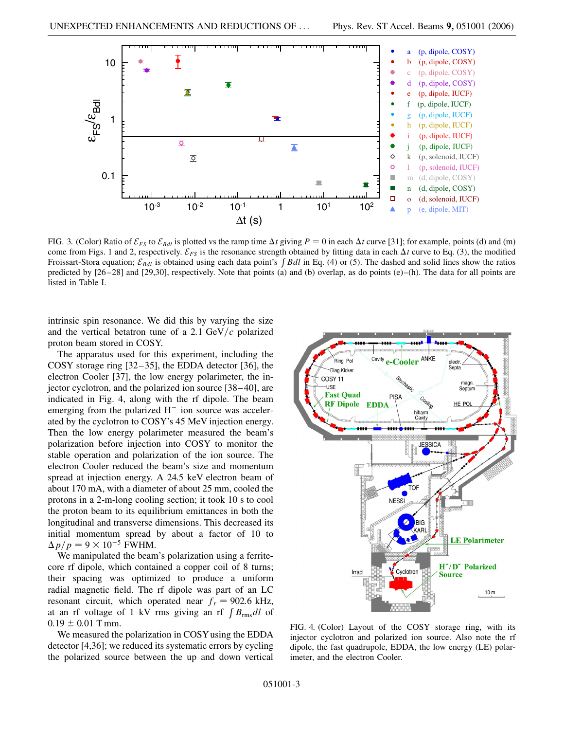FIG. 3. (Color) Ratio of $\mathcal{E}_{FS}$ to $\mathcal{E}_{Bdl}$ is plotted vs the ramp time $\Delta t$ giving $P = 0$ in each $\Delta t$ curve [31]; for example, points (d) and (m) come from Figs. 1 and 2, respectively. $\mathcal{E}_{FS}$ is the resonance strength obtained by fitting data in each $\Delta t$ curve to Eq. (3), the modified Froissart-Stora equation; $\mathcal{E}_{Bdl}$ is obtained using each data point's $\int Bdl$ in Eq. (4) or (5). The dashed and solid lines show the ratios predicted by [26–28] and [29,30], respectively. Note that points (a) and (b) overlap, as do points (e)–(h). The data for all points are listed in Table I.

intrinsic spin resonance. We did this by varying the size and the vertical betatron tune of a 2.1 GeV/$c$ polarized proton beam stored in COSY.

The apparatus used for this experiment, including the COSY storage ring [32–35], the EDDA detector [36], the electron Cooler [37], the low energy polarimeter, the injector cyclotron, and the polarized ion source [38–40], are indicated in Fig. 4, along with the rf dipole. The beam emerging from the polarized $H^-$ ion source was accelerated by the cyclotron to COSY's 45 MeV injection energy. Then the low energy polarimeter measured the beam's polarization before injection into COSY to monitor the stable operation and polarization of the ion source. The electron Cooler reduced the beam's size and momentum spread at injection energy. A 24.5 keV electron beam of about 170 mA, with a diameter of about 25 mm, cooled the protons in a 2-m-long cooling section; it took 10 s to cool the proton beam to its equilibrium emittances in both the longitudinal and transverse dimensions. This decreased its initial momentum spread by about a factor of 10 to $\Delta p/p = 9 \times 10^{-5}$ FWHM.

We manipulated the beam's polarization using a ferrite-core rf dipole, which contained a copper coil of 8 turns; their spacing was optimized to produce a uniform radial magnetic field. The rf dipole was part of an LC resonant circuit, which operated near $f_r = 902.6$ kHz, at an rf voltage of 1 kV rms giving an rf $\int B_{\mathrm{rms}} dl$ of $0.19 \pm 0.01$ T mm.

We measured the polarization in COSY using the EDDA detector [4,36]; we reduced its systematic errors by cycling the polarized source between the up and down vertical

FIG. 4. (Color) Layout of the COSY storage ring, with its injector cyclotron and polarized ion source. Also note the rf dipole, the fast quadrupole, EDDA, the low energy (LE) polarimeter, and the electron Cooler.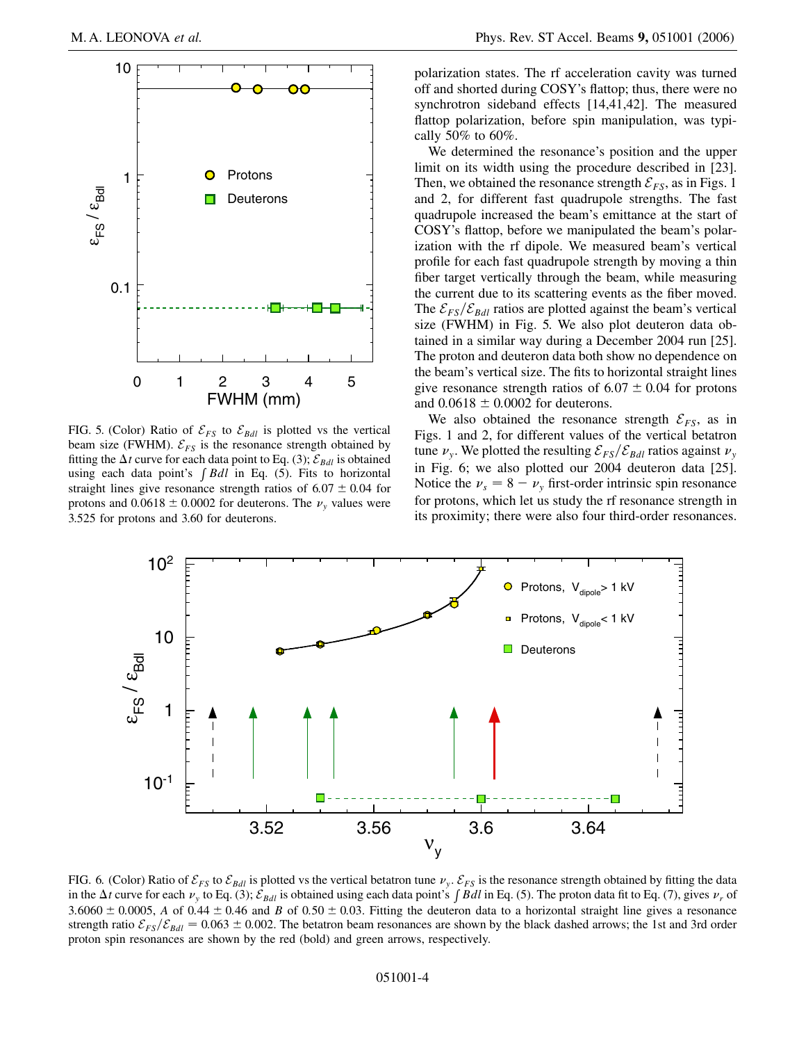FIG. 5. (Color) Ratio of $\mathcal{E}_{FS}$ to $\mathcal{E}_{Bdl}$ is plotted vs the vertical beam size (FWHM). $\mathcal{E}_{FS}$ is the resonance strength obtained by fitting the $\Delta t$ curve for each data point to Eq. (3); $\mathcal{E}_{Bdl}$ is obtained using each data point's $\int Bdl$ in Eq. (5). Fits to horizontal straight lines give resonance strength ratios of $6.07 \pm 0.04$ for protons and $0.0618 \pm 0.0002$ for deuterons. The $\nu_y$ values were 3.525 for protons and 3.60 for deuterons.

polarization states. The rf acceleration cavity was turned off and shorted during COSY's flattop; thus, there were no synchrotron sideband effects [14,41,42]. The measured flattop polarization, before spin manipulation, was typically 50% to 60%.

We determined the resonance's position and the upper limit on its width using the procedure described in [23]. Then, we obtained the resonance strength $\mathcal{E}_{FS}$, as in Figs. 1 and 2, for different fast quadrupole strengths. The fast quadrupole increased the beam's emittance at the start of COSY's flattop, before we manipulated the beam's polarization with the rf dipole. We measured beam's vertical profile for each fast quadrupole strength by moving a thin fiber target vertically through the beam, while measuring the current due to its scattering events as the fiber moved. The $\mathcal{E}_{FS}/\mathcal{E}_{Bdl}$ ratios are plotted against the beam's vertical size (FWHM) in Fig. 5. We also plot deuteron data obtained in a similar way during a December 2004 run [25]. The proton and deuteron data both show no dependence on the beam's vertical size. The fits to horizontal straight lines give resonance strength ratios of $6.07 \pm 0.04$ for protons and $0.0618 \pm 0.0002$ for deuterons.

We also obtained the resonance strength $\mathcal{E}_{FS}$, as in Figs. 1 and 2, for different values of the vertical betatron tune $\nu_y$. We plotted the resulting $\mathcal{E}_{FS}/\mathcal{E}_{Bdl}$ ratios against $\nu_y$ in Fig. 6; we also plotted our 2004 deuteron data [25]. Notice the $\nu_s = 8 - \nu_y$ first-order intrinsic spin resonance for protons, which let us study the rf resonance strength in its proximity; there were also four third-order resonances.

FIG. 6. (Color) Ratio of $\mathcal{E}_{FS}$ to $\mathcal{E}_{Bdl}$ is plotted vs the vertical betatron tune $\nu_y$. $\mathcal{E}_{FS}$ is the resonance strength obtained by fitting the data in the $\Delta t$ curve for each $\nu_y$ to Eq. (3); $\mathcal{E}_{Bdl}$ is obtained using each data point's $\int Bdl$ in Eq. (5). The proton data fit to Eq. (7), gives $\nu_r$ of $3.6060 \pm 0.0005$, $A$ of $0.44 \pm 0.46$ and $B$ of $0.50 \pm 0.03$. Fitting the deuteron data to a horizontal straight line gives a resonance strength ratio $\mathcal{E}_{FS}/\mathcal{E}_{Bdl} = 0.063 \pm 0.002$. The betatron beam resonances are shown by the black dashed arrows; the 1st and 3rd order proton spin resonances are shown by the red (bold) and green arrows, respectively.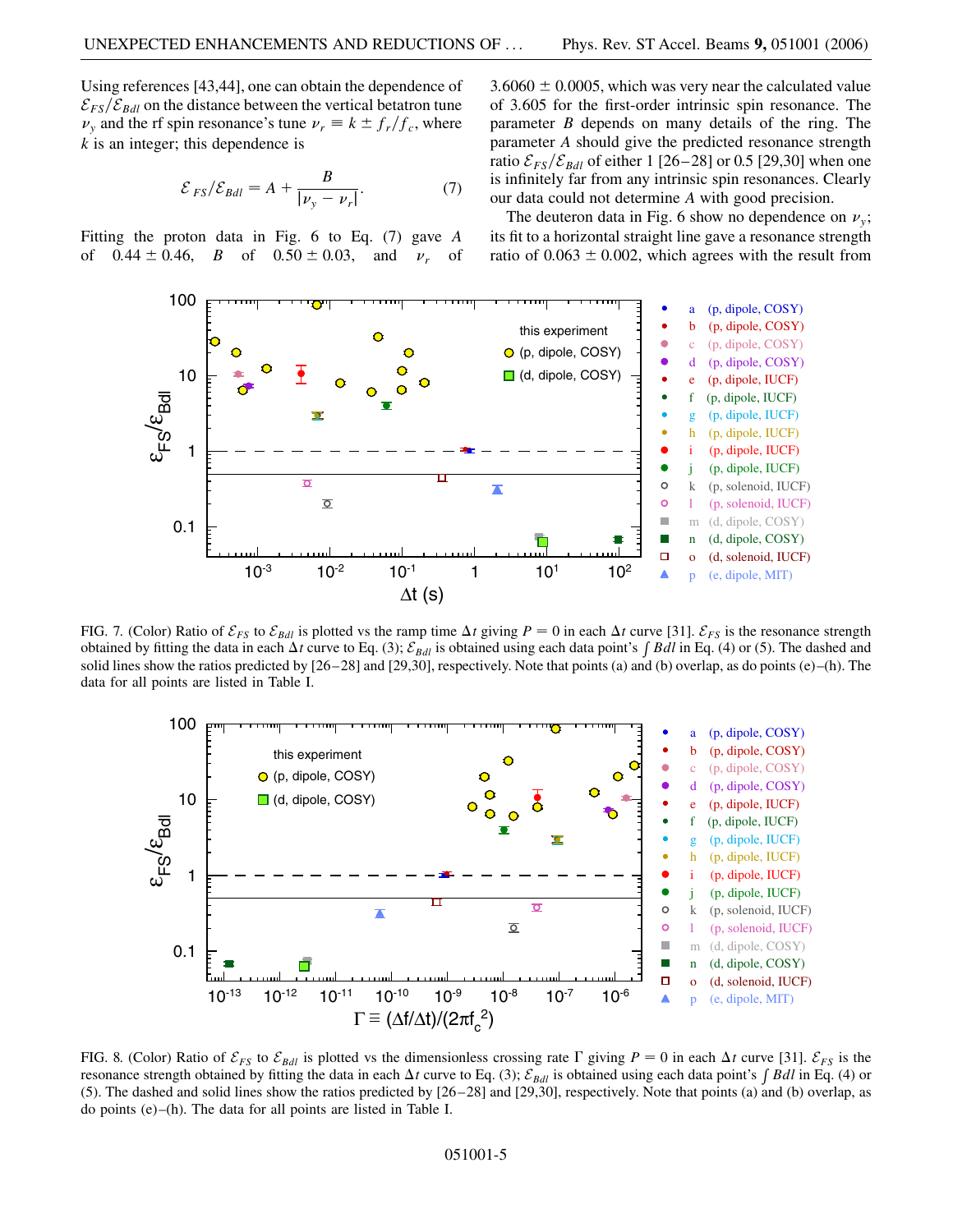Using references [43,44], one can obtain the dependence of $\mathcal{E}_{FS}/\mathcal{E}_{Bdl}$ on the distance between the vertical betatron tune $\nu_y$ and the rf spin resonance's tune $\nu_r \equiv k \pm f_r/f_c$, where $k$ is an integer; this dependence is

$$\mathcal{E}_{FS}/\mathcal{E}_{Bdl} = A + \frac{B}{|\nu_y - \nu_r|}. \tag{7}$$

Fitting the proton data in Fig. 6 to Eq. (7) gave $A$ of $0.44 \pm 0.46$, $B$ of $0.50 \pm 0.03$, and $\nu_r$ of $3.6060 \pm 0.0005$, which was very near the calculated value of 3.605 for the first-order intrinsic spin resonance. The parameter $B$ depends on many details of the ring. The parameter $A$ should give the predicted resonance strength ratio $\mathcal{E}_{FS}/\mathcal{E}_{Bdl}$ of either 1 [26–28] or 0.5 [29,30] when one is infinitely far from any intrinsic spin resonances. Clearly our data could not determine $A$ with good precision.

The deuteron data in Fig. 6 show no dependence on $\nu_y$; its fit to a horizontal straight line gave a resonance strength ratio of $0.063 \pm 0.002$, which agrees with the result from

FIG. 7. (Color) Ratio of $\mathcal{E}_{FS}$ to $\mathcal{E}_{Bdl}$ is plotted vs the ramp time $\Delta t$ giving $P = 0$ in each $\Delta t$ curve [31]. $\mathcal{E}_{FS}$ is the resonance strength obtained by fitting the data in each $\Delta t$ curve to Eq. (3); $\mathcal{E}_{Bdl}$ is obtained using each data point's $\int Bdl$ in Eq. (4) or (5). The dashed and solid lines show the ratios predicted by [26–28] and [29,30], respectively. Note that points (a) and (b) overlap, as do points (e)–(h). The data for all points are listed in Table I.

FIG. 8. (Color) Ratio of $\mathcal{E}_{FS}$ to $\mathcal{E}_{Bdl}$ is plotted vs the dimensionless crossing rate $\Gamma$ giving $P = 0$ in each $\Delta t$ curve [31]. $\mathcal{E}_{FS}$ is the resonance strength obtained by fitting the data in each $\Delta t$ curve to Eq. (3); $\mathcal{E}_{Bdl}$ is obtained using each data point's $\int Bdl$ in Eq. (4) or (5). The dashed and solid lines show the ratios predicted by [26–28] and [29,30], respectively. Note that points (a) and (b) overlap, as do points (e)–(h). The data for all points are listed in Table I.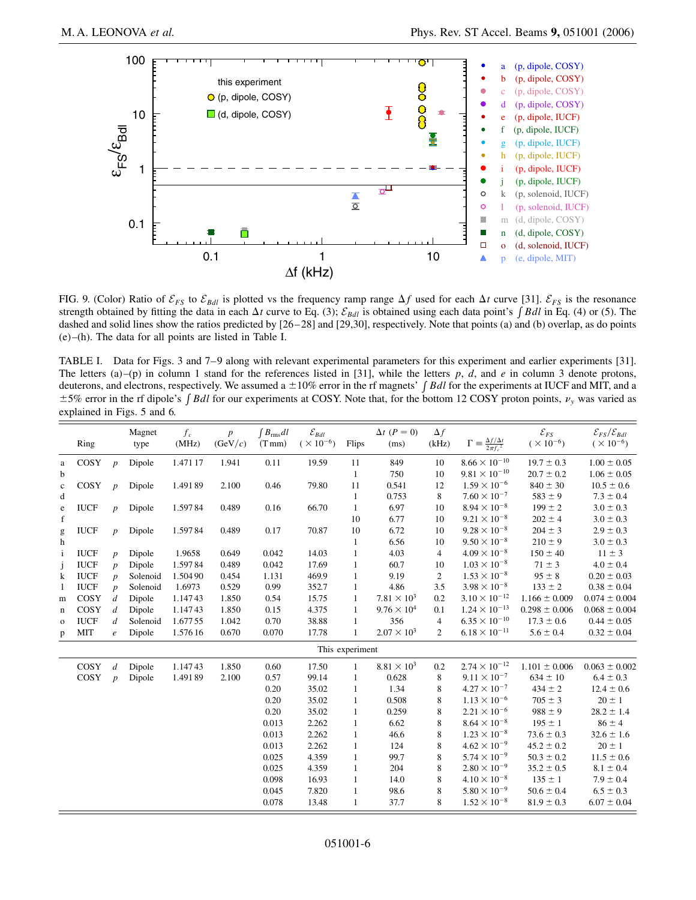FIG. 9. (Color) Ratio of $\mathcal{E}_{FS}$ to $\mathcal{E}_{Bdl}$ is plotted vs the frequency ramp range $\Delta f$ used for each $\Delta t$ curve [31]. $\mathcal{E}_{FS}$ is the resonance strength obtained by fitting the data in each $\Delta t$ curve to Eq. (3); $\mathcal{E}_{Bdl}$ is obtained using each data point's $\int Bdl$ in Eq. (4) or (5). The dashed and solid lines show the ratios predicted by [26–28] and [29,30], respectively. Note that points (a) and (b) overlap, as do points (e)–(h). The data for all points are listed in Table I.

TABLE I. Data for Figs. 3 and 7–9 along with relevant experimental parameters for this experiment and earlier experiments [31]. The letters (a)–(p) in column 1 stand for the references listed in [31], while the letters $p$, $d$, and $e$ in column 3 denote protons, deuterons, and electrons, respectively. We assumed a $\pm 10\%$ error in the rf magnets' $\int Bdl$ for the experiments at IUCF and MIT, and a $\pm 5\%$ error in the rf dipole's $\int Bdl$ for our experiments at COSY. Note that, for the bottom 12 COSY proton points, $\nu_y$ was varied as explained in Figs. 5 and 6.

| | Ring | | Magnet type | $f_c$ (MHz) | $p$ (GeV/$c$) | $\int B_{\rm rms} dl$ (T mm) | $\mathcal{E}_{Bdl}$ ($\times 10^{-6}$) | Flips | $\Delta t$ ($P = 0$) (ms) | $\Delta f$ (kHz) | $\Gamma \equiv \frac{\Delta f/\Delta t}{2\pi f_c^2}$ | $\mathcal{E}_{FS}$ ($\times 10^{-6}$) | $\mathcal{E}_{FS}/\mathcal{E}_{Bdl}$ ($\times 10^{-6}$) |
|---|---|---|---|---|---|---|---|---|---|---|---|---|---|
| a | COSY | $p$ | Dipole | 1.471 17 | 1.941 | 0.11 | 19.59 | 11 | 849 | 10 | $8.66 \times 10^{-10}$ | $19.7 \pm 0.3$ | $1.00 \pm 0.05$ |
| b | | | | | | | | 1 | 750 | 10 | $9.81 \times 10^{-10}$ | $20.7 \pm 0.2$ | $1.06 \pm 0.05$ |
| c | COSY | $p$ | Dipole | 1.491 89 | 2.100 | 0.46 | 79.80 | 11 | 0.541 | 12 | $1.59 \times 10^{-6}$ | $840 \pm 30$ | $10.5 \pm 0.6$ |
| d | | | | | | | | 1 | 0.753 | 8 | $7.60 \times 10^{-7}$ | $583 \pm 9$ | $7.3 \pm 0.4$ |
| e | IUCF | $p$ | Dipole | 1.597 84 | 0.489 | 0.16 | 66.70 | 1 | 6.97 | 10 | $8.94 \times 10^{-8}$ | $199 \pm 2$ | $3.0 \pm 0.3$ |
| f | | | | | | | | 10 | 6.77 | 10 | $9.21 \times 10^{-8}$ | $202 \pm 4$ | $3.0 \pm 0.3$ |
| g | IUCF | $p$ | Dipole | 1.597 84 | 0.489 | 0.17 | 70.87 | 10 | 6.72 | 10 | $9.28 \times 10^{-8}$ | $204 \pm 3$ | $2.9 \pm 0.3$ |
| h | | | | | | | | 1 | 6.56 | 10 | $9.50 \times 10^{-8}$ | $210 \pm 9$ | $3.0 \pm 0.3$ |
| i | IUCF | $p$ | Dipole | 1.9658 | 0.649 | 0.042 | 14.03 | 1 | 4.03 | 4 | $4.09 \times 10^{-8}$ | $150 \pm 40$ | $11 \pm 3$ |
| j | IUCF | $p$ | Dipole | 1.597 84 | 0.489 | 0.042 | 17.69 | 1 | 60.7 | 10 | $1.03 \times 10^{-8}$ | $71 \pm 3$ | $4.0 \pm 0.4$ |
| k | IUCF | $p$ | Solenoid | 1.504 90 | 0.454 | 1.131 | 469.9 | 1 | 9.19 | 2 | $1.53 \times 10^{-8}$ | $95 \pm 8$ | $0.20 \pm 0.03$ |
| l | IUCF | $p$ | Solenoid | 1.6973 | 0.529 | 0.99 | 352.7 | 1 | 4.86 | 3.5 | $3.98 \times 10^{-8}$ | $133 \pm 2$ | $0.38 \pm 0.04$ |
| m | COSY | $d$ | Dipole | 1.147 43 | 1.850 | 0.54 | 15.75 | 1 | $7.81 \times 10^{3}$ | 0.2 | $3.10 \times 10^{-12}$ | $1.166 \pm 0.009$ | $0.074 \pm 0.004$ |
| n | COSY | $d$ | Dipole | 1.147 43 | 1.850 | 0.15 | 4.375 | 1 | $9.76 \times 10^{4}$ | 0.1 | $1.24 \times 10^{-13}$ | $0.298 \pm 0.006$ | $0.068 \pm 0.004$ |
| o | IUCF | $d$ | Solenoid | 1.677 55 | 1.042 | 0.70 | 38.88 | 1 | 356 | 4 | $6.35 \times 10^{-10}$ | $17.3 \pm 0.6$ | $0.44 \pm 0.05$ |
| p | MIT | $e$ | Dipole | 1.576 16 | 0.670 | 0.070 | 17.78 | 1 | $2.07 \times 10^{3}$ | 2 | $6.18 \times 10^{-11}$ | $5.6 \pm 0.4$ | $0.32 \pm 0.04$ |
| | | | | | | | This experiment | | | | | | |
| | COSY | $d$ | Dipole | 1.147 43 | 1.850 | 0.60 | 17.50 | 1 | $8.81 \times 10^{3}$ | 0.2 | $2.74 \times 10^{-12}$ | $1.101 \pm 0.006$ | $0.063 \pm 0.002$ |
| | COSY | $p$ | Dipole | 1.491 89 | 2.100 | 0.57 | 99.14 | 1 | 0.628 | 8 | $9.11 \times 10^{-7}$ | $634 \pm 10$ | $6.4 \pm 0.3$ |
| | | | | | | 0.20 | 35.02 | 1 | 1.34 | 8 | $4.27 \times 10^{-7}$ | $434 \pm 2$ | $12.4 \pm 0.6$ |
| | | | | | | 0.20 | 35.02 | 1 | 0.508 | 8 | $1.13 \times 10^{-6}$ | $705 \pm 3$ | $20 \pm 1$ |
| | | | | | | 0.20 | 35.02 | 1 | 0.259 | 8 | $2.21 \times 10^{-6}$ | $988 \pm 9$ | $28.2 \pm 1.4$ |
| | | | | | | 0.013 | 2.262 | 1 | 6.62 | 8 | $8.64 \times 10^{-8}$ | $195 \pm 1$ | $86 \pm 4$ |
| | | | | | | 0.013 | 2.262 | 1 | 46.6 | 8 | $1.23 \times 10^{-8}$ | $73.6 \pm 0.3$ | $32.6 \pm 1.6$ |
| | | | | | | 0.013 | 2.262 | 1 | 124 | 8 | $4.62 \times 10^{-9}$ | $45.2 \pm 0.2$ | $20 \pm 1$ |
| | | | | | | 0.025 | 4.359 | 1 | 99.7 | 8 | $5.74 \times 10^{-9}$ | $50.3 \pm 0.2$ | $11.5 \pm 0.6$ |
| | | | | | | 0.025 | 4.359 | 1 | 204 | 8 | $2.80 \times 10^{-9}$ | $35.2 \pm 0.5$ | $8.1 \pm 0.4$ |
| | | | | | | 0.098 | 16.93 | 1 | 14.0 | 8 | $4.10 \times 10^{-8}$ | $135 \pm 1$ | $7.9 \pm 0.4$ |
| | | | | | | 0.045 | 7.820 | 1 | 98.6 | 8 | $5.80 \times 10^{-9}$ | $50.6 \pm 0.4$ | $6.5 \pm 0.3$ |
| | | | | | | 0.078 | 13.48 | 1 | 37.7 | 8 | $1.52 \times 10^{-8}$ | $81.9 \pm 0.3$ | $6.07 \pm 0.04$ |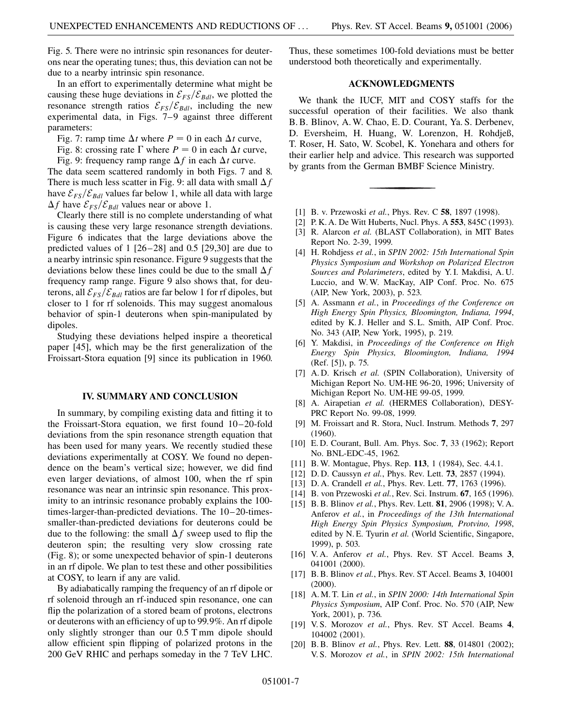Fig. 5. There were no intrinsic spin resonances for deuterons near the operating tunes; thus, this deviation can not be due to a nearby intrinsic spin resonance.

In an effort to experimentally determine what might be causing these huge deviations in $\mathcal{E}_{FS}/\mathcal{E}_{Bdl}$, we plotted the resonance strength ratios $\mathcal{E}_{FS}/\mathcal{E}_{Bdl}$, including the new experimental data, in Figs. 7–9 against three different parameters:

Fig. 7: ramp time $\Delta t$ where $P = 0$ in each $\Delta t$ curve,

Fig. 8: crossing rate $\Gamma$ where $P = 0$ in each $\Delta t$ curve,

Fig. 9: frequency ramp range $\Delta f$ in each $\Delta t$ curve.

The data seem scattered randomly in both Figs. 7 and 8. There is much less scatter in Fig. 9: all data with small $\Delta f$ have $\mathcal{E}_{FS}/\mathcal{E}_{Bdl}$ values far below 1, while all data with large $\Delta f$ have $\mathcal{E}_{FS}/\mathcal{E}_{Bdl}$ values near or above 1.

Clearly there still is no complete understanding of what is causing these very large resonance strength deviations. Figure 6 indicates that the large deviations above the predicted values of 1 [26–28] and 0.5 [29,30] are due to a nearby intrinsic spin resonance. Figure 9 suggests that the deviations below these lines could be due to the small $\Delta f$ frequency ramp range. Figure 9 also shows that, for deuterons, all $\mathcal{E}_{FS}/\mathcal{E}_{Bdl}$ ratios are far below 1 for rf dipoles, but closer to 1 for rf solenoids. This may suggest anomalous behavior of spin-1 deuterons when spin-manipulated by dipoles.

Studying these deviations helped inspire a theoretical paper [45], which may be the first generalization of the Froissart-Stora equation [9] since its publication in 1960.

## IV. SUMMARY AND CONCLUSION

In summary, by compiling existing data and fitting it to the Froissart-Stora equation, we first found 10–20-fold deviations from the spin resonance strength equation that has been used for many years. We recently studied these deviations experimentally at COSY. We found no dependence on the beam's vertical size; however, we did find even larger deviations, of almost 100, when the rf spin resonance was near an intrinsic spin resonance. This proximity to an intrinsic resonance probably explains the 100-times-larger-than-predicted deviations. The 10–20-times-smaller-than-predicted deviations for deuterons could be due to the following: the small $\Delta f$ sweep used to flip the deuteron spin; the resulting very slow crossing rate (Fig. 8); or some unexpected behavior of spin-1 deuterons in an rf dipole. We plan to test these and other possibilities at COSY, to learn if any are valid.

By adiabatically ramping the frequency of an rf dipole or rf solenoid through an rf-induced spin resonance, one can flip the polarization of a stored beam of protons, electrons or deuterons with an efficiency of up to 99.9%. An rf dipole only slightly stronger than our 0.5 T mm dipole should allow efficient spin flipping of polarized protons in the 200 GeV RHIC and perhaps someday in the 7 TeV LHC. Thus, these sometimes 100-fold deviations must be better understood both theoretically and experimentally.

## ACKNOWLEDGMENTS

We thank the IUCF, MIT and COSY staffs for the successful operation of their facilities. We also thank B. B. Blinov, A. W. Chao, E. D. Courant, Ya. S. Derbenev, D. Eversheim, H. Huang, W. Lorenzon, H. Rohdjeß, T. Roser, H. Sato, W. Scobel, K. Yonehara and others for their earlier help and advice. This research was supported by grants from the German BMBF Science Ministry.

---

[1] B. v. Przewoski *et al.*, Phys. Rev. C **58**, 1897 (1998).

[2] P. K. A. De Witt Huberts, Nucl. Phys. A **553**, 845C (1993).

[3] R. Alarcon *et al.* (BLAST Collaboration), in MIT Bates Report No. 2-39, 1999.

[4] H. Rohdjess *et al.*, in *SPIN 2002: 15th International Spin Physics Symposium and Workshop on Polarized Electron Sources and Polarimeters*, edited by Y. I. Makdisi, A. U. Luccio, and W. W. MacKay, AIP Conf. Proc. No. 675 (AIP, New York, 2003), p. 523.

[5] A. Assmann *et al.*, in *Proceedings of the Conference on High Energy Spin Physics, Bloomington, Indiana, 1994*, edited by K. J. Heller and S. L. Smith, AIP Conf. Proc. No. 343 (AIP, New York, 1995), p. 219.

[6] Y. Makdisi, in *Proceedings of the Conference on High Energy Spin Physics, Bloomington, Indiana, 1994* (Ref. [5]), p. 75.

[7] A. D. Krisch *et al.* (SPIN Collaboration), University of Michigan Report No. UM-HE 96-20, 1996; University of Michigan Report No. UM-HE 99-05, 1999.

[8] A. Airapetian *et al.* (HERMES Collaboration), DESY-PRC Report No. 99-08, 1999.

[9] M. Froissart and R. Stora, Nucl. Instrum. Methods **7**, 297 (1960).

[10] E. D. Courant, Bull. Am. Phys. Soc. **7**, 33 (1962); Report No. BNL-EDC-45, 1962.

[11] B. W. Montague, Phys. Rep. **113**, 1 (1984), Sec. 4.4.1.

[12] D. D. Caussyn *et al.*, Phys. Rev. Lett. **73**, 2857 (1994).

[13] D. A. Crandell *et al.*, Phys. Rev. Lett. **77**, 1763 (1996).

[14] B. von Przewoski *et al.*, Rev. Sci. Instrum. **67**, 165 (1996).

[15] B. B. Blinov *et al.*, Phys. Rev. Lett. **81**, 2906 (1998); V. A. Anferov *et al.*, in *Proceedings of the 13th International High Energy Spin Physics Symposium, Protvino, 1998*, edited by N. E. Tyurin *et al.* (World Scientific, Singapore, 1999), p. 503.

[16] V. A. Anferov *et al.*, Phys. Rev. ST Accel. Beams **3**, 041001 (2000).

[17] B. B. Blinov *et al.*, Phys. Rev. ST Accel. Beams **3**, 104001 (2000).

[18] A. M. T. Lin *et al.*, in *SPIN 2000: 14th International Spin Physics Symposium*, AIP Conf. Proc. No. 570 (AIP, New York, 2001), p. 736.

[19] V. S. Morozov *et al.*, Phys. Rev. ST Accel. Beams **4**, 104002 (2001).

[20] B. B. Blinov *et al.*, Phys. Rev. Lett. **88**, 014801 (2002); V. S. Morozov *et al.*, in *SPIN 2002: 15th International*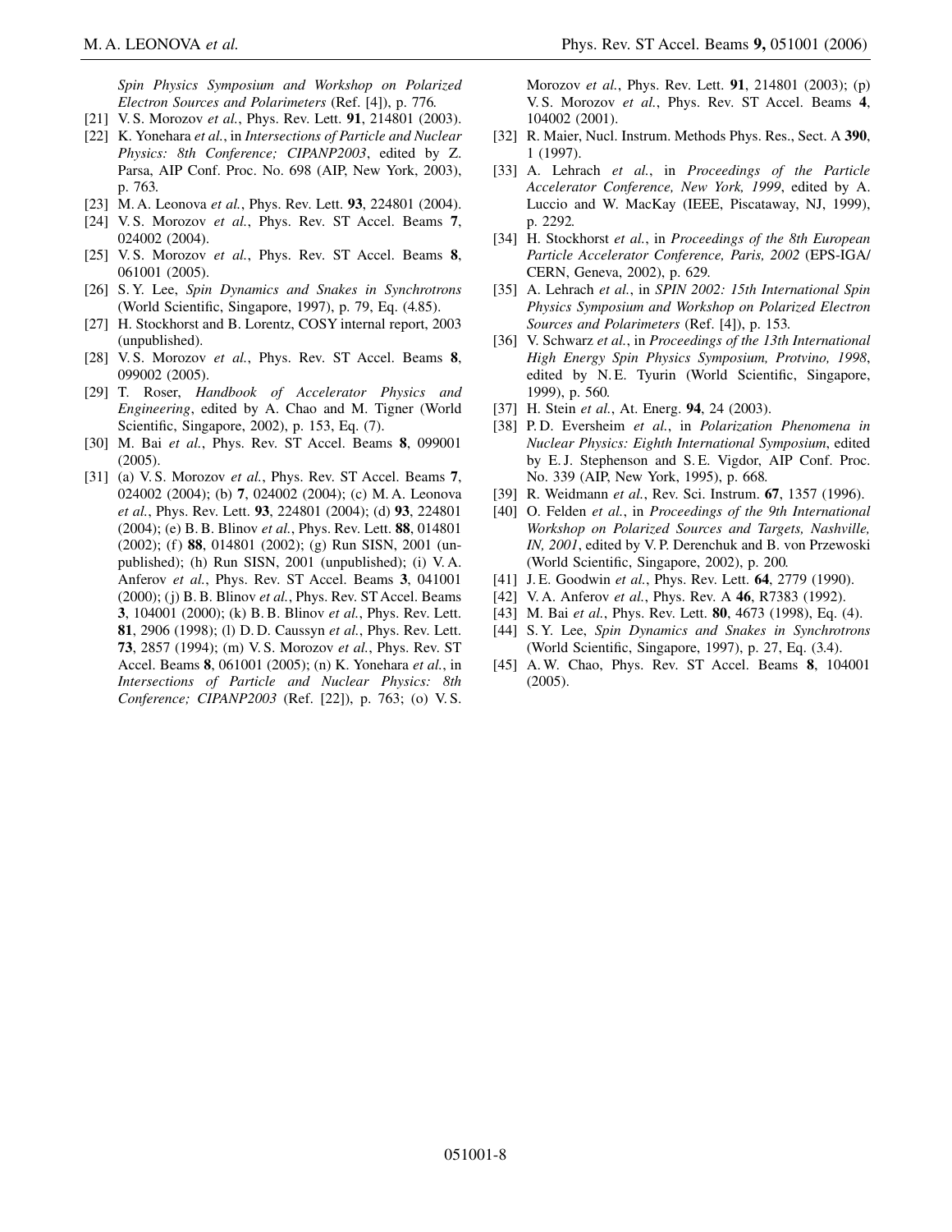*Spin Physics Symposium and Workshop on Polarized Electron Sources and Polarimeters* (Ref. [4]), p. 776.

[21] V. S. Morozov *et al.*, Phys. Rev. Lett. **91**, 214801 (2003).

[22] K. Yonehara *et al.*, in *Intersections of Particle and Nuclear Physics: 8th Conference; CIPANP2003*, edited by Z. Parsa, AIP Conf. Proc. No. 698 (AIP, New York, 2003), p. 763.

[23] M. A. Leonova *et al.*, Phys. Rev. Lett. **93**, 224801 (2004).

[24] V. S. Morozov *et al.*, Phys. Rev. ST Accel. Beams **7**, 024002 (2004).

[25] V. S. Morozov *et al.*, Phys. Rev. ST Accel. Beams **8**, 061001 (2005).

[26] S. Y. Lee, *Spin Dynamics and Snakes in Synchrotrons* (World Scientific, Singapore, 1997), p. 79, Eq. (4.85).

[27] H. Stockhorst and B. Lorentz, COSY internal report, 2003 (unpublished).

[28] V. S. Morozov *et al.*, Phys. Rev. ST Accel. Beams **8**, 099002 (2005).

[29] T. Roser, *Handbook of Accelerator Physics and Engineering*, edited by A. Chao and M. Tigner (World Scientific, Singapore, 2002), p. 153, Eq. (7).

[30] M. Bai *et al.*, Phys. Rev. ST Accel. Beams **8**, 099001 (2005).

[31] (a) V. S. Morozov *et al.*, Phys. Rev. ST Accel. Beams **7**, 024002 (2004); (b) **7**, 024002 (2004); (c) M. A. Leonova *et al.*, Phys. Rev. Lett. **93**, 224801 (2004); (d) **93**, 224801 (2004); (e) B. B. Blinov *et al.*, Phys. Rev. Lett. **88**, 014801 (2002); (f) **88**, 014801 (2002); (g) Run SISN, 2001 (unpublished); (h) Run SISN, 2001 (unpublished); (i) V. A. Anferov *et al.*, Phys. Rev. ST Accel. Beams **3**, 041001 (2000); (j) B. B. Blinov *et al.*, Phys. Rev. ST Accel. Beams **3**, 104001 (2000); (k) B. B. Blinov *et al.*, Phys. Rev. Lett. **81**, 2906 (1998); (l) D. D. Caussyn *et al.*, Phys. Rev. Lett. **73**, 2857 (1994); (m) V. S. Morozov *et al.*, Phys. Rev. ST Accel. Beams **8**, 061001 (2005); (n) K. Yonehara *et al.*, in *Intersections of Particle and Nuclear Physics: 8th Conference; CIPANP2003* (Ref. [22]), p. 763; (o) V. S. Morozov *et al.*, Phys. Rev. Lett. **91**, 214801 (2003); (p) V. S. Morozov *et al.*, Phys. Rev. ST Accel. Beams **4**, 104002 (2001).

[32] R. Maier, Nucl. Instrum. Methods Phys. Res., Sect. A **390**, 1 (1997).

[33] A. Lehrach *et al.*, in *Proceedings of the Particle Accelerator Conference, New York, 1999*, edited by A. Luccio and W. MacKay (IEEE, Piscataway, NJ, 1999), p. 2292.

[34] H. Stockhorst *et al.*, in *Proceedings of the 8th European Particle Accelerator Conference, Paris, 2002* (EPS-IGA/CERN, Geneva, 2002), p. 629.

[35] A. Lehrach *et al.*, in *SPIN 2002: 15th International Spin Physics Symposium and Workshop on Polarized Electron Sources and Polarimeters* (Ref. [4]), p. 153.

[36] V. Schwarz *et al.*, in *Proceedings of the 13th International High Energy Spin Physics Symposium, Protvino, 1998*, edited by N. E. Tyurin (World Scientific, Singapore, 1999), p. 560.

[37] H. Stein *et al.*, At. Energ. **94**, 24 (2003).

[38] P. D. Eversheim *et al.*, in *Polarization Phenomena in Nuclear Physics: Eighth International Symposium*, edited by E. J. Stephenson and S. E. Vigdor, AIP Conf. Proc. No. 339 (AIP, New York, 1995), p. 668.

[39] R. Weidmann *et al.*, Rev. Sci. Instrum. **67**, 1357 (1996).

[40] O. Felden *et al.*, in *Proceedings of the 9th International Workshop on Polarized Sources and Targets, Nashville, IN, 2001*, edited by V. P. Derenchuk and B. von Przewoski (World Scientific, Singapore, 2002), p. 200.

[41] J. E. Goodwin *et al.*, Phys. Rev. Lett. **64**, 2779 (1990).

[42] V. A. Anferov *et al.*, Phys. Rev. A **46**, R7383 (1992).

[43] M. Bai *et al.*, Phys. Rev. Lett. **80**, 4673 (1998), Eq. (4).

[44] S. Y. Lee, *Spin Dynamics and Snakes in Synchrotrons* (World Scientific, Singapore, 1997), p. 27, Eq. (3.4).

[45] A. W. Chao, Phys. Rev. ST Accel. Beams **8**, 104001 (2005).